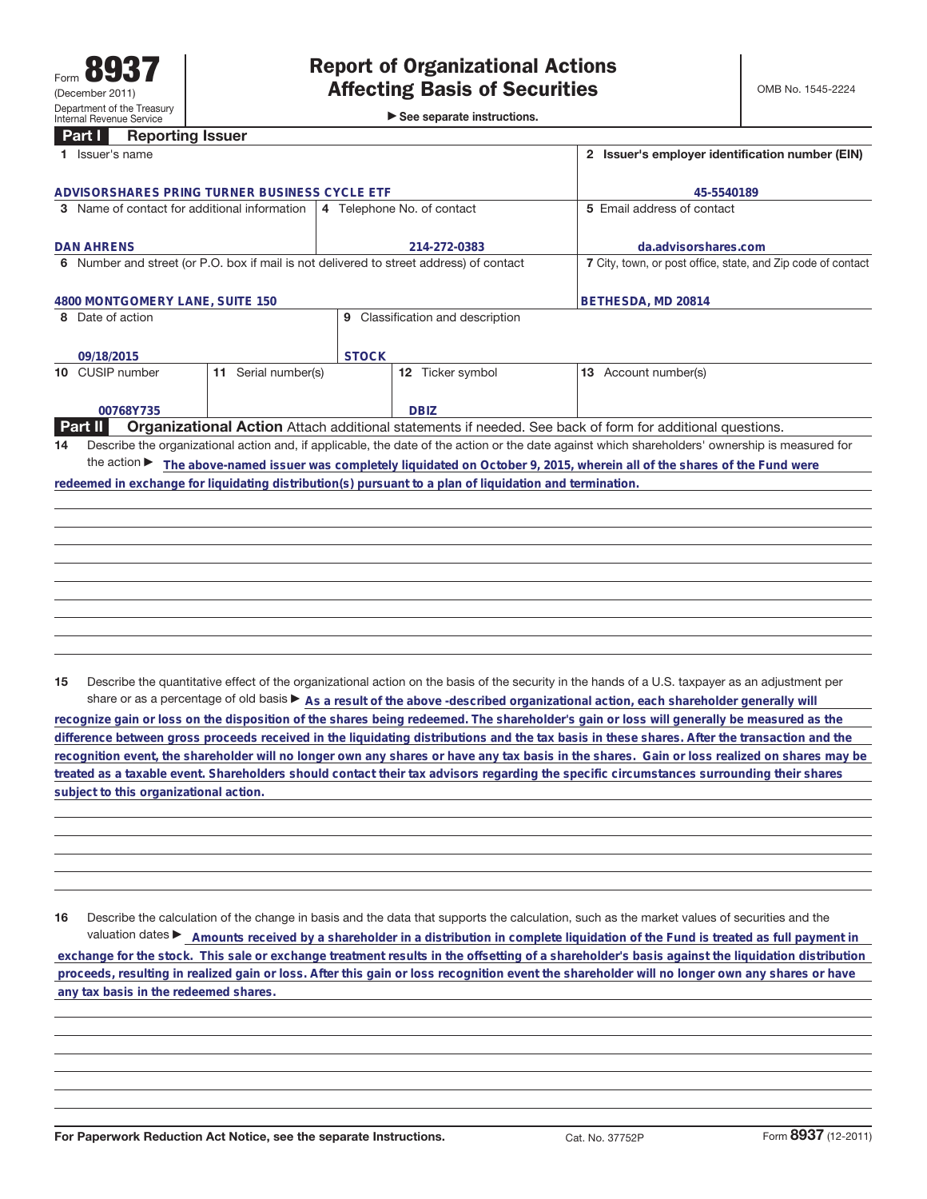Form **8937**
(December 2011)
Department of the Treasury
Internal Revenue Service

# Report of Organizational Actions Affecting Basis of Securities

▶ See separate instructions.

OMB No. 1545-2224

## Part I Reporting Issuer

| | | |
|---|---|---|
| **1** Issuer's name<br>ADVISORSHARES PRING TURNER BUSINESS CYCLE ETF | | **2** Issuer's employer identification number (EIN)<br>45-5540189 |
| **3** Name of contact for additional information<br>DAN AHRENS | **4** Telephone No. of contact<br>214-272-0383 | **5** Email address of contact<br>da.advisorshares.com |
| **6** Number and street (or P.O. box if mail is not delivered to street address) of contact<br>4800 MONTGOMERY LANE, SUITE 150 | | **7** City, town, or post office, state, and Zip code of contact<br>BETHESDA, MD 20814 |
| **8** Date of action<br>09/18/2015 | **9** Classification and description<br>STOCK | |

| **10** CUSIP number | **11** Serial number(s) | **12** Ticker symbol | **13** Account number(s) |
|---|---|---|---|
| 00768Y735 | | DBIZ | |

## Part II Organizational Action

Attach additional statements if needed. See back of form for additional questions.

**14** Describe the organizational action and, if applicable, the date of the action or the date against which shareholders' ownership is measured for the action ▶ The above-named issuer was completely liquidated on October 9, 2015, wherein all of the shares of the Fund were redeemed in exchange for liquidating distribution(s) pursuant to a plan of liquidation and termination.

**15** Describe the quantitative effect of the organizational action on the basis of the security in the hands of a U.S. taxpayer as an adjustment per share or as a percentage of old basis ▶ As a result of the above -described organizational action, each shareholder generally will recognize gain or loss on the disposition of the shares being redeemed. The shareholder's gain or loss will generally be measured as the difference between gross proceeds received in the liquidating distributions and the tax basis in these shares. After the transaction and the recognition event, the shareholder will no longer own any shares or have any tax basis in the shares. Gain or loss realized on shares may be treated as a taxable event. Shareholders should contact their tax advisors regarding the specific circumstances surrounding their shares subject to this organizational action.

**16** Describe the calculation of the change in basis and the data that supports the calculation, such as the market values of securities and the valuation dates ▶ Amounts received by a shareholder in a distribution in complete liquidation of the Fund is treated as full payment in exchange for the stock. This sale or exchange treatment results in the offsetting of a shareholder's basis against the liquidation distribution proceeds, resulting in realized gain or loss. After this gain or loss recognition event the shareholder will no longer own any shares or have any tax basis in the redeemed shares.

For Paperwork Reduction Act Notice, see the separate Instructions. Cat. No. 37752P Form **8937** (12-2011)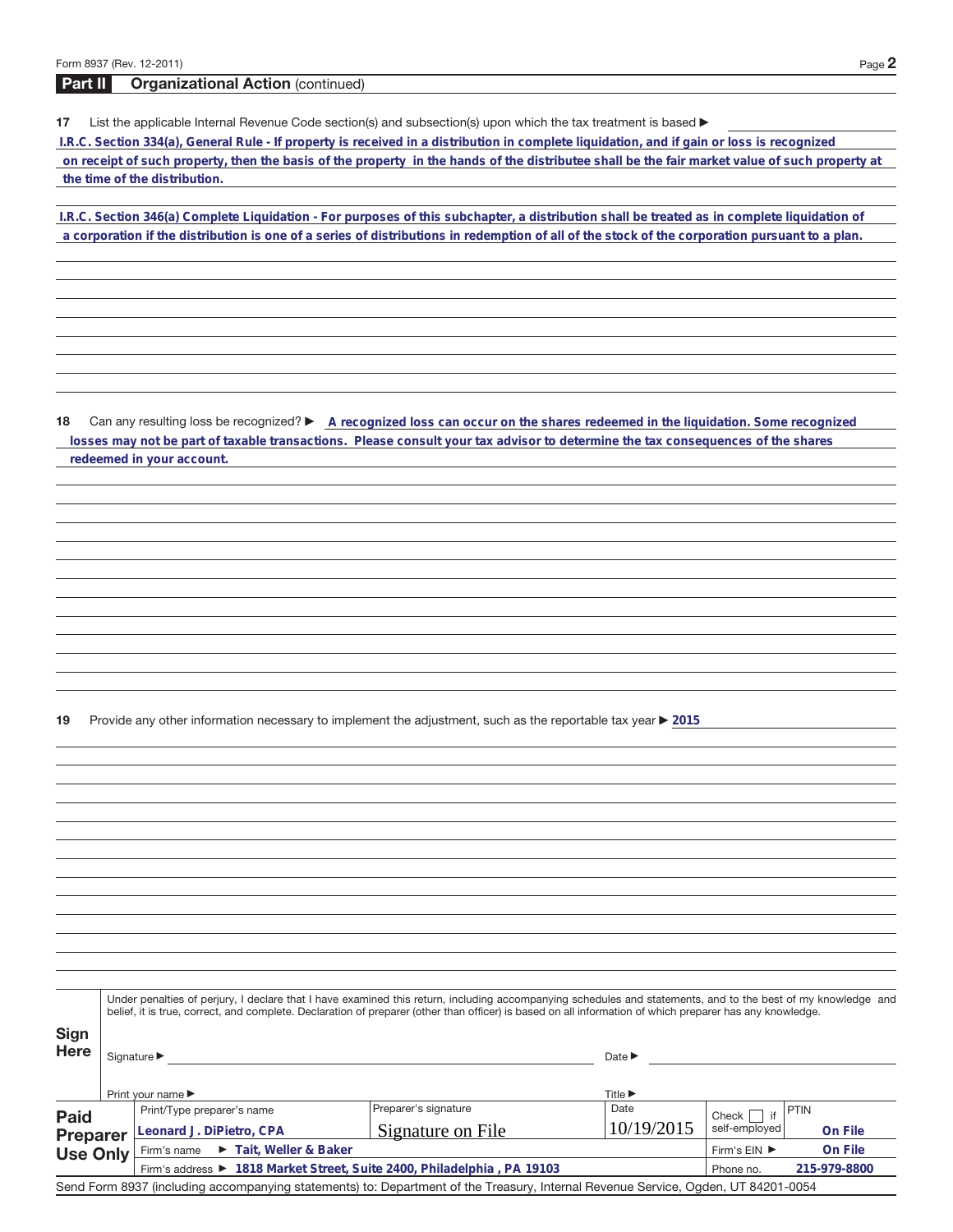Form 8937 (Rev. 12-2011)

## Part II Organizational Action (continued)

**17** List the applicable Internal Revenue Code section(s) and subsection(s) upon which the tax treatment is based ►

**I.R.C. Section 334(a), General Rule - If property is received in a distribution in complete liquidation, and if gain or loss is recognized on receipt of such property, then the basis of the property in the hands of the distributee shall be the fair market value of such property at the time of the distribution.**

**I.R.C. Section 346(a) Complete Liquidation - For purposes of this subchapter, a distribution shall be treated as in complete liquidation of a corporation if the distribution is one of a series of distributions in redemption of all of the stock of the corporation pursuant to a plan.**

**18** Can any resulting loss be recognized? ► **A recognized loss can occur on the shares redeemed in the liquidation. Some recognized losses may not be part of taxable transactions. Please consult your tax advisor to determine the tax consequences of the shares redeemed in your account.**

**19** Provide any other information necessary to implement the adjustment, such as the reportable tax year ► **2015**

**Sign Here**

Under penalties of perjury, I declare that I have examined this return, including accompanying schedules and statements, and to the best of my knowledge and belief, it is true, correct, and complete. Declaration of preparer (other than officer) is based on all information of which preparer has any knowledge.

Signature ► Date ►

Print your name ► Title ►

| Paid Preparer Use Only | | | | |
|---|---|---|---|---|
| Print/Type preparer's name: **Leonard J. DiPietro, CPA** | Preparer's signature: Signature on File | Date: 10/19/2015 | Check ☐ if self-employed | PTIN: **On File** |
| Firm's name ► **Tait, Weller & Baker** | | | Firm's EIN ► | **On File** |
| Firm's address ► **1818 Market Street, Suite 2400, Philadelphia , PA 19103** | | | Phone no. | **215-979-8800** |

Send Form 8937 (including accompanying statements) to: Department of the Treasury, Internal Revenue Service, Ogden, UT 84201-0054